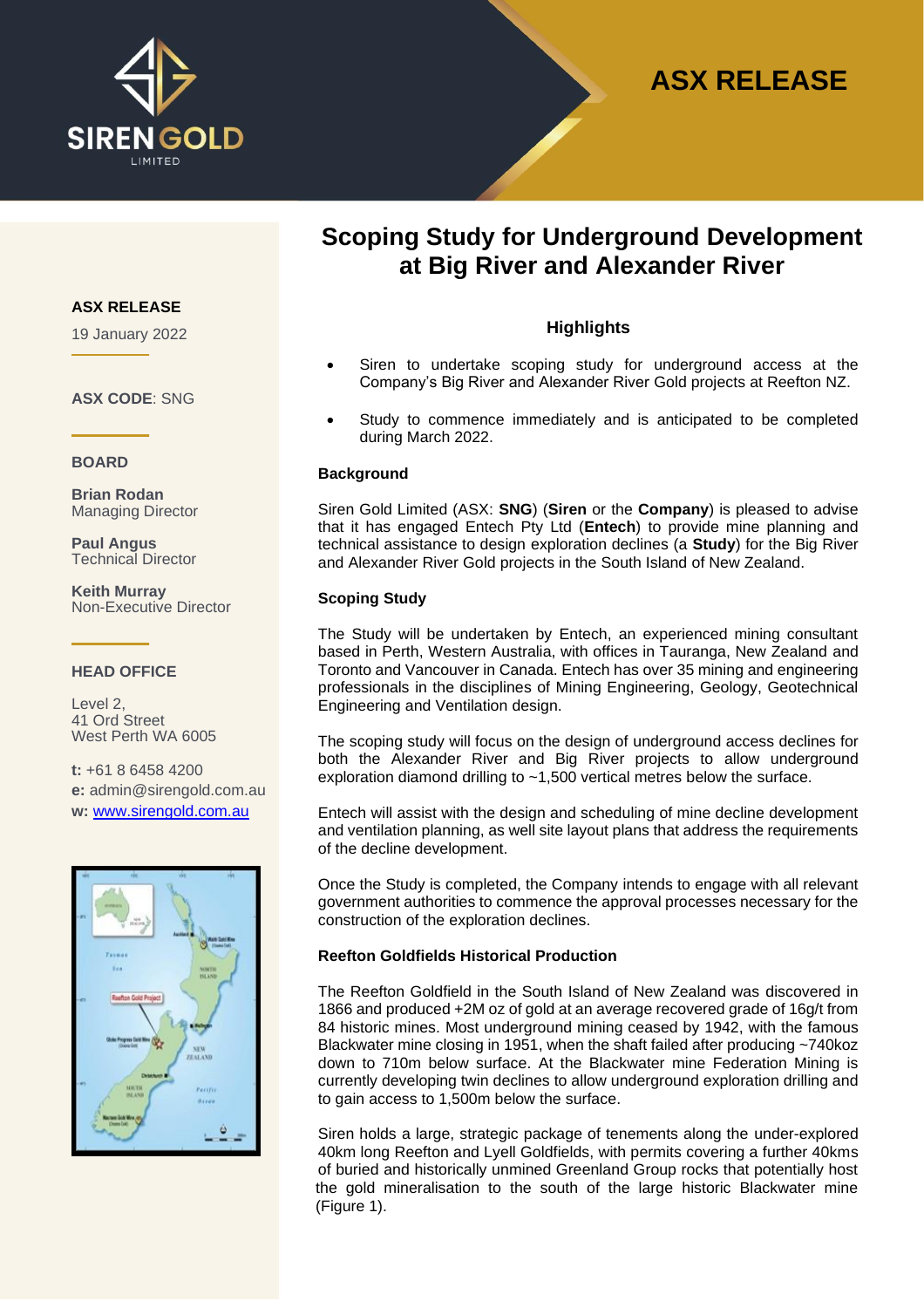# ASX RELEASE

# Scoping Study for Underground Development at Big River and Alexander River

**ASX RELEASE**

19 January 2022

**ASX CODE**: SNG

**BOARD**

**Brian Rodan**
Managing Director

**Paul Angus**
Technical Director

**Keith Murray**
Non-Executive Director

**HEAD OFFICE**

Level 2,
41 Ord Street
West Perth WA 6005

**t:** +61 8 6458 4200
**e:** admin@sirengold.com.au
**w:** www.sirengold.com.au

### Highlights

- Siren to undertake scoping study for underground access at the Company's Big River and Alexander River Gold projects at Reefton NZ.
- Study to commence immediately and is anticipated to be completed during March 2022.

### Background

Siren Gold Limited (ASX: **SNG**) (**Siren** or the **Company**) is pleased to advise that it has engaged Entech Pty Ltd (**Entech**) to provide mine planning and technical assistance to design exploration declines (a **Study**) for the Big River and Alexander River Gold projects in the South Island of New Zealand.

### Scoping Study

The Study will be undertaken by Entech, an experienced mining consultant based in Perth, Western Australia, with offices in Tauranga, New Zealand and Toronto and Vancouver in Canada. Entech has over 35 mining and engineering professionals in the disciplines of Mining Engineering, Geology, Geotechnical Engineering and Ventilation design.

The scoping study will focus on the design of underground access declines for both the Alexander River and Big River projects to allow underground exploration diamond drilling to ~1,500 vertical metres below the surface.

Entech will assist with the design and scheduling of mine decline development and ventilation planning, as well site layout plans that address the requirements of the decline development.

Once the Study is completed, the Company intends to engage with all relevant government authorities to commence the approval processes necessary for the construction of the exploration declines.

### Reefton Goldfields Historical Production

The Reefton Goldfield in the South Island of New Zealand was discovered in 1866 and produced +2M oz of gold at an average recovered grade of 16g/t from 84 historic mines. Most underground mining ceased by 1942, with the famous Blackwater mine closing in 1951, when the shaft failed after producing ~740koz down to 710m below surface. At the Blackwater mine Federation Mining is currently developing twin declines to allow underground exploration drilling and to gain access to 1,500m below the surface.

Siren holds a large, strategic package of tenements along the under-explored 40km long Reefton and Lyell Goldfields, with permits covering a further 40kms of buried and historically unmined Greenland Group rocks that potentially host the gold mineralisation to the south of the large historic Blackwater mine (Figure 1).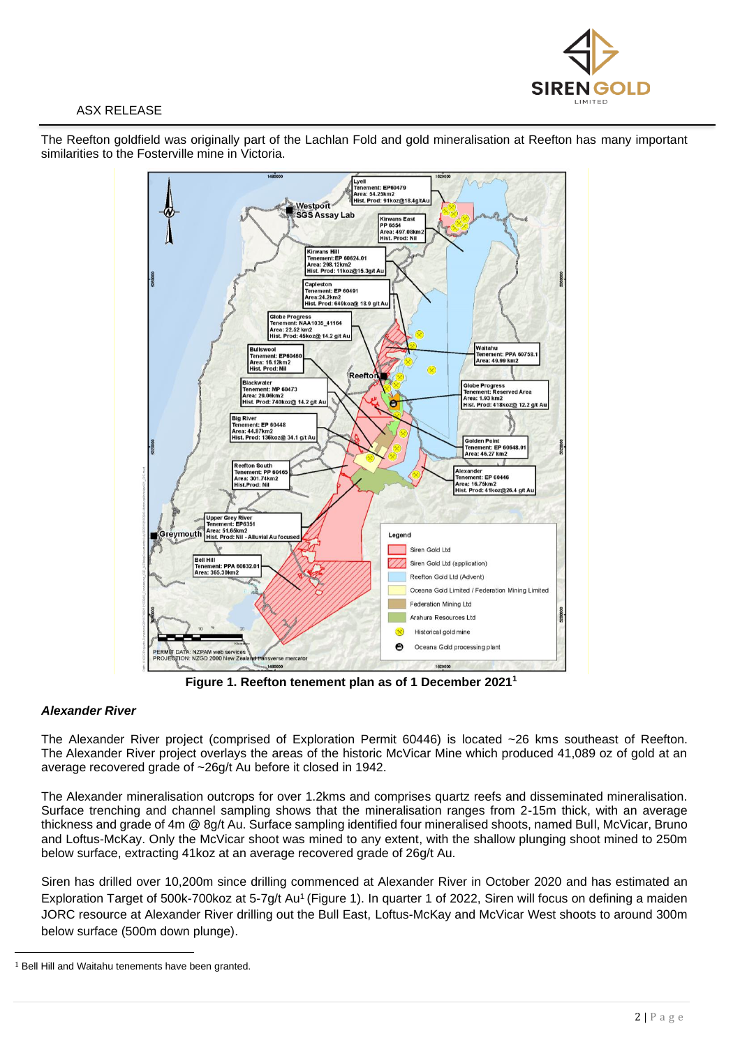The Reefton goldfield was originally part of the Lachlan Fold and gold mineralisation at Reefton has many important similarities to the Fosterville mine in Victoria.

**Figure 1. Reefton tenement plan as of 1 December 2021[1]**

***Alexander River***

The Alexander River project (comprised of Exploration Permit 60446) is located ~26 kms southeast of Reefton. The Alexander River project overlays the areas of the historic McVicar Mine which produced 41,089 oz of gold at an average recovered grade of ~26g/t Au before it closed in 1942.

The Alexander mineralisation outcrops for over 1.2kms and comprises quartz reefs and disseminated mineralisation. Surface trenching and channel sampling shows that the mineralisation ranges from 2-15m thick, with an average thickness and grade of 4m @ 8g/t Au. Surface sampling identified four mineralised shoots, named Bull, McVicar, Bruno and Loftus-McKay. Only the McVicar shoot was mined to any extent, with the shallow plunging shoot mined to 250m below surface, extracting 41koz at an average recovered grade of 26g/t Au.

Siren has drilled over 10,200m since drilling commenced at Alexander River in October 2020 and has estimated an Exploration Target of 500k-700koz at 5-7g/t Au[1] (Figure 1). In quarter 1 of 2022, Siren will focus on defining a maiden JORC resource at Alexander River drilling out the Bull East, Loftus-McKay and McVicar West shoots to around 300m below surface (500m down plunge).

[1] Bell Hill and Waitahu tenements have been granted.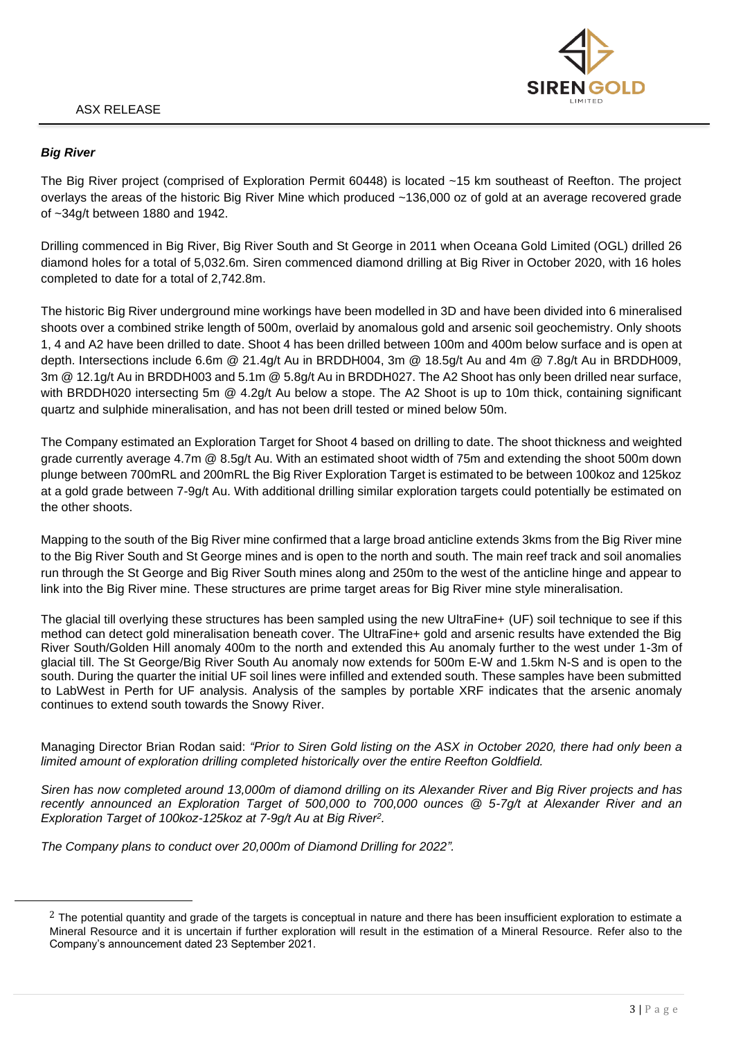### *Big River*

The Big River project (comprised of Exploration Permit 60448) is located ~15 km southeast of Reefton. The project overlays the areas of the historic Big River Mine which produced ~136,000 oz of gold at an average recovered grade of ~34g/t between 1880 and 1942.

Drilling commenced in Big River, Big River South and St George in 2011 when Oceana Gold Limited (OGL) drilled 26 diamond holes for a total of 5,032.6m. Siren commenced diamond drilling at Big River in October 2020, with 16 holes completed to date for a total of 2,742.8m.

The historic Big River underground mine workings have been modelled in 3D and have been divided into 6 mineralised shoots over a combined strike length of 500m, overlaid by anomalous gold and arsenic soil geochemistry. Only shoots 1, 4 and A2 have been drilled to date. Shoot 4 has been drilled between 100m and 400m below surface and is open at depth. Intersections include 6.6m @ 21.4g/t Au in BRDDH004, 3m @ 18.5g/t Au and 4m @ 7.8g/t Au in BRDDH009, 3m @ 12.1g/t Au in BRDDH003 and 5.1m @ 5.8g/t Au in BRDDH027. The A2 Shoot has only been drilled near surface, with BRDDH020 intersecting 5m @ 4.2g/t Au below a stope. The A2 Shoot is up to 10m thick, containing significant quartz and sulphide mineralisation, and has not been drill tested or mined below 50m.

The Company estimated an Exploration Target for Shoot 4 based on drilling to date. The shoot thickness and weighted grade currently average 4.7m @ 8.5g/t Au. With an estimated shoot width of 75m and extending the shoot 500m down plunge between 700mRL and 200mRL the Big River Exploration Target is estimated to be between 100koz and 125koz at a gold grade between 7-9g/t Au. With additional drilling similar exploration targets could potentially be estimated on the other shoots.

Mapping to the south of the Big River mine confirmed that a large broad anticline extends 3kms from the Big River mine to the Big River South and St George mines and is open to the north and south. The main reef track and soil anomalies run through the St George and Big River South mines along and 250m to the west of the anticline hinge and appear to link into the Big River mine. These structures are prime target areas for Big River mine style mineralisation.

The glacial till overlying these structures has been sampled using the new UltraFine+ (UF) soil technique to see if this method can detect gold mineralisation beneath cover. The UltraFine+ gold and arsenic results have extended the Big River South/Golden Hill anomaly 400m to the north and extended this Au anomaly further to the west under 1-3m of glacial till. The St George/Big River South Au anomaly now extends for 500m E-W and 1.5km N-S and is open to the south. During the quarter the initial UF soil lines were infilled and extended south. These samples have been submitted to LabWest in Perth for UF analysis. Analysis of the samples by portable XRF indicates that the arsenic anomaly continues to extend south towards the Snowy River.

Managing Director Brian Rodan said: *"Prior to Siren Gold listing on the ASX in October 2020, there had only been a limited amount of exploration drilling completed historically over the entire Reefton Goldfield.*

*Siren has now completed around 13,000m of diamond drilling on its Alexander River and Big River projects and has recently announced an Exploration Target of 500,000 to 700,000 ounces @ 5-7g/t at Alexander River and an Exploration Target of 100koz-125koz at 7-9g/t Au at Big River[2].*

*The Company plans to conduct over 20,000m of Diamond Drilling for 2022".*

---

[2] The potential quantity and grade of the targets is conceptual in nature and there has been insufficient exploration to estimate a Mineral Resource and it is uncertain if further exploration will result in the estimation of a Mineral Resource. Refer also to the Company's announcement dated 23 September 2021.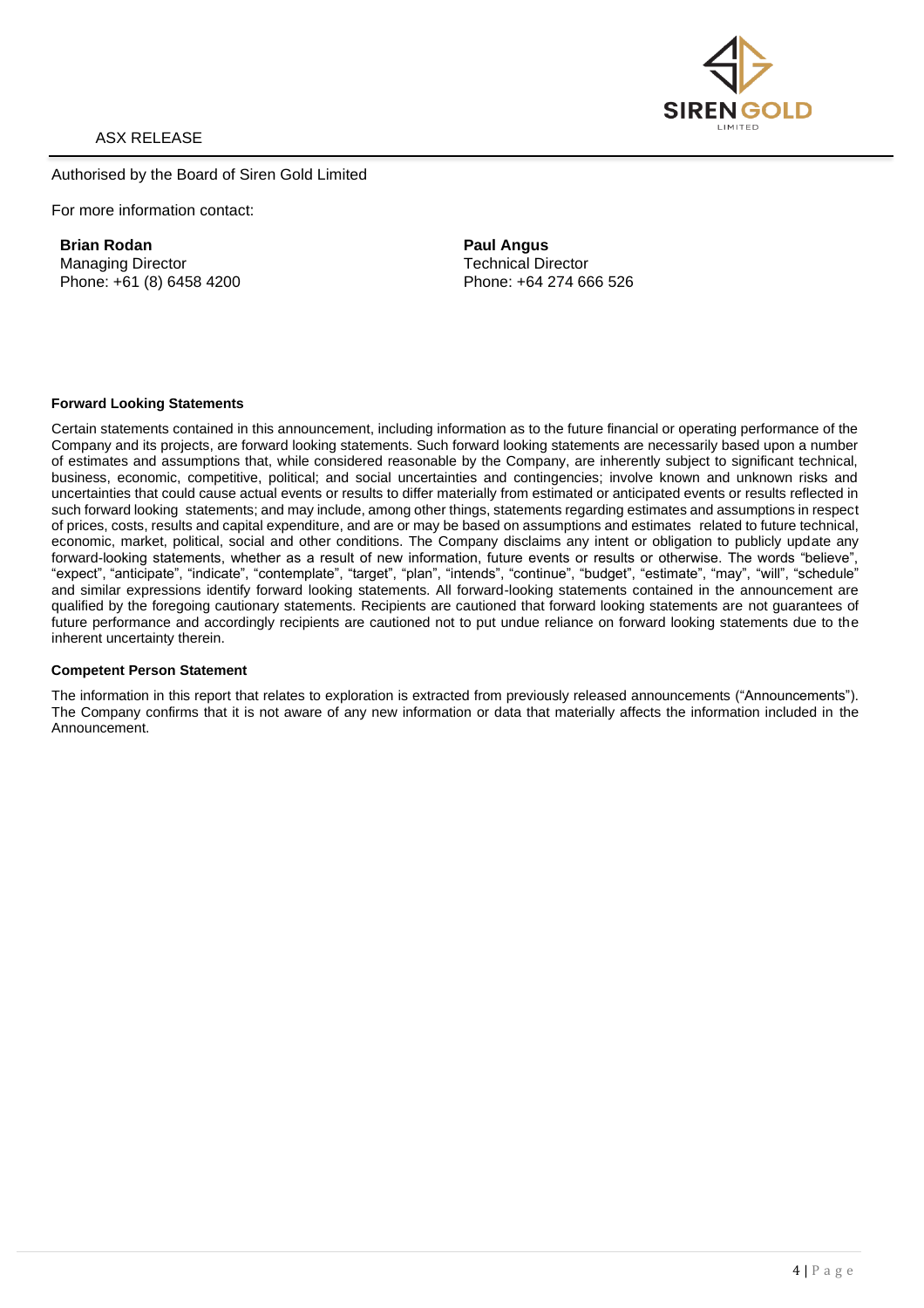Authorised by the Board of Siren Gold Limited

For more information contact:

**Brian Rodan**
Managing Director
Phone: +61 (8) 6458 4200

**Paul Angus**
Technical Director
Phone: +64 274 666 526

**Forward Looking Statements**

Certain statements contained in this announcement, including information as to the future financial or operating performance of the Company and its projects, are forward looking statements. Such forward looking statements are necessarily based upon a number of estimates and assumptions that, while considered reasonable by the Company, are inherently subject to significant technical, business, economic, competitive, political; and social uncertainties and contingencies; involve known and unknown risks and uncertainties that could cause actual events or results to differ materially from estimated or anticipated events or results reflected in such forward looking statements; and may include, among other things, statements regarding estimates and assumptions in respect of prices, costs, results and capital expenditure, and are or may be based on assumptions and estimates related to future technical, economic, market, political, social and other conditions. The Company disclaims any intent or obligation to publicly update any forward-looking statements, whether as a result of new information, future events or results or otherwise. The words "believe", "expect", "anticipate", "indicate", "contemplate", "target", "plan", "intends", "continue", "budget", "estimate", "may", "will", "schedule" and similar expressions identify forward looking statements. All forward-looking statements contained in the announcement are qualified by the foregoing cautionary statements. Recipients are cautioned that forward looking statements are not guarantees of future performance and accordingly recipients are cautioned not to put undue reliance on forward looking statements due to the inherent uncertainty therein.

**Competent Person Statement**

The information in this report that relates to exploration is extracted from previously released announcements ("Announcements"). The Company confirms that it is not aware of any new information or data that materially affects the information included in the Announcement.